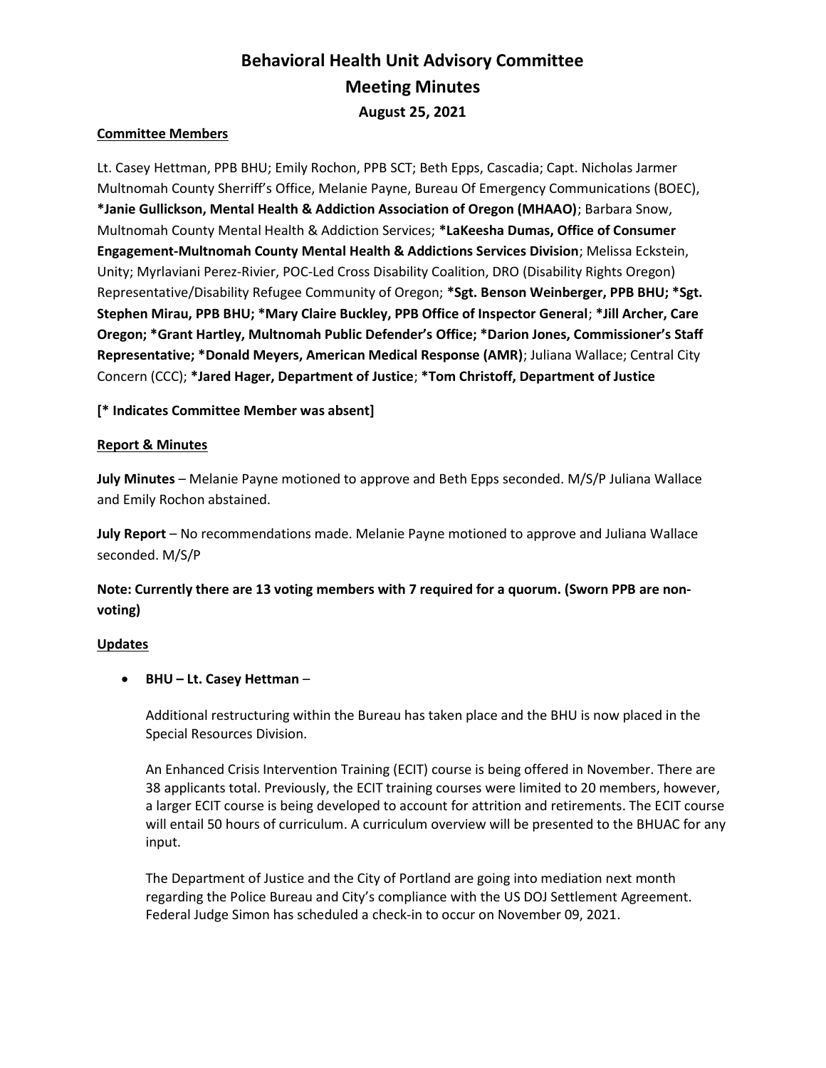# Behavioral Health Unit Advisory Committee
# Meeting Minutes
### August 25, 2021

**Committee Members**

Lt. Casey Hettman, PPB BHU; Emily Rochon, PPB SCT; Beth Epps, Cascadia; Capt. Nicholas Jarmer Multnomah County Sherriff's Office, Melanie Payne, Bureau Of Emergency Communications (BOEC), ***Janie Gullickson, Mental Health & Addiction Association of Oregon (MHAAO)**; Barbara Snow, Multnomah County Mental Health & Addiction Services; ***LaKeesha Dumas, Office of Consumer Engagement-Multnomah County Mental Health & Addictions Services Division**; Melissa Eckstein, Unity; Myrlaviani Perez-Rivier, POC-Led Cross Disability Coalition, DRO (Disability Rights Oregon) Representative/Disability Refugee Community of Oregon; ***Sgt. Benson Weinberger, PPB BHU; *Sgt. Stephen Mirau, PPB BHU; *Mary Claire Buckley, PPB Office of Inspector General**; ***Jill Archer, Care Oregon; *Grant Hartley, Multnomah Public Defender's Office; *Darion Jones, Commissioner's Staff Representative; *Donald Meyers, American Medical Response (AMR)**; Juliana Wallace; Central City Concern (CCC); ***Jared Hager, Department of Justice**; ***Tom Christoff, Department of Justice**

**[* Indicates Committee Member was absent]**

**Report & Minutes**

**July Minutes** – Melanie Payne motioned to approve and Beth Epps seconded. M/S/P Juliana Wallace and Emily Rochon abstained.

**July Report** – No recommendations made. Melanie Payne motioned to approve and Juliana Wallace seconded. M/S/P

**Note: Currently there are 13 voting members with 7 required for a quorum. (Sworn PPB are non-voting)**

**Updates**

- **BHU – Lt. Casey Hettman** –

  Additional restructuring within the Bureau has taken place and the BHU is now placed in the Special Resources Division.

  An Enhanced Crisis Intervention Training (ECIT) course is being offered in November. There are 38 applicants total. Previously, the ECIT training courses were limited to 20 members, however, a larger ECIT course is being developed to account for attrition and retirements. The ECIT course will entail 50 hours of curriculum. A curriculum overview will be presented to the BHUAC for any input.

  The Department of Justice and the City of Portland are going into mediation next month regarding the Police Bureau and City's compliance with the US DOJ Settlement Agreement. Federal Judge Simon has scheduled a check-in to occur on November 09, 2021.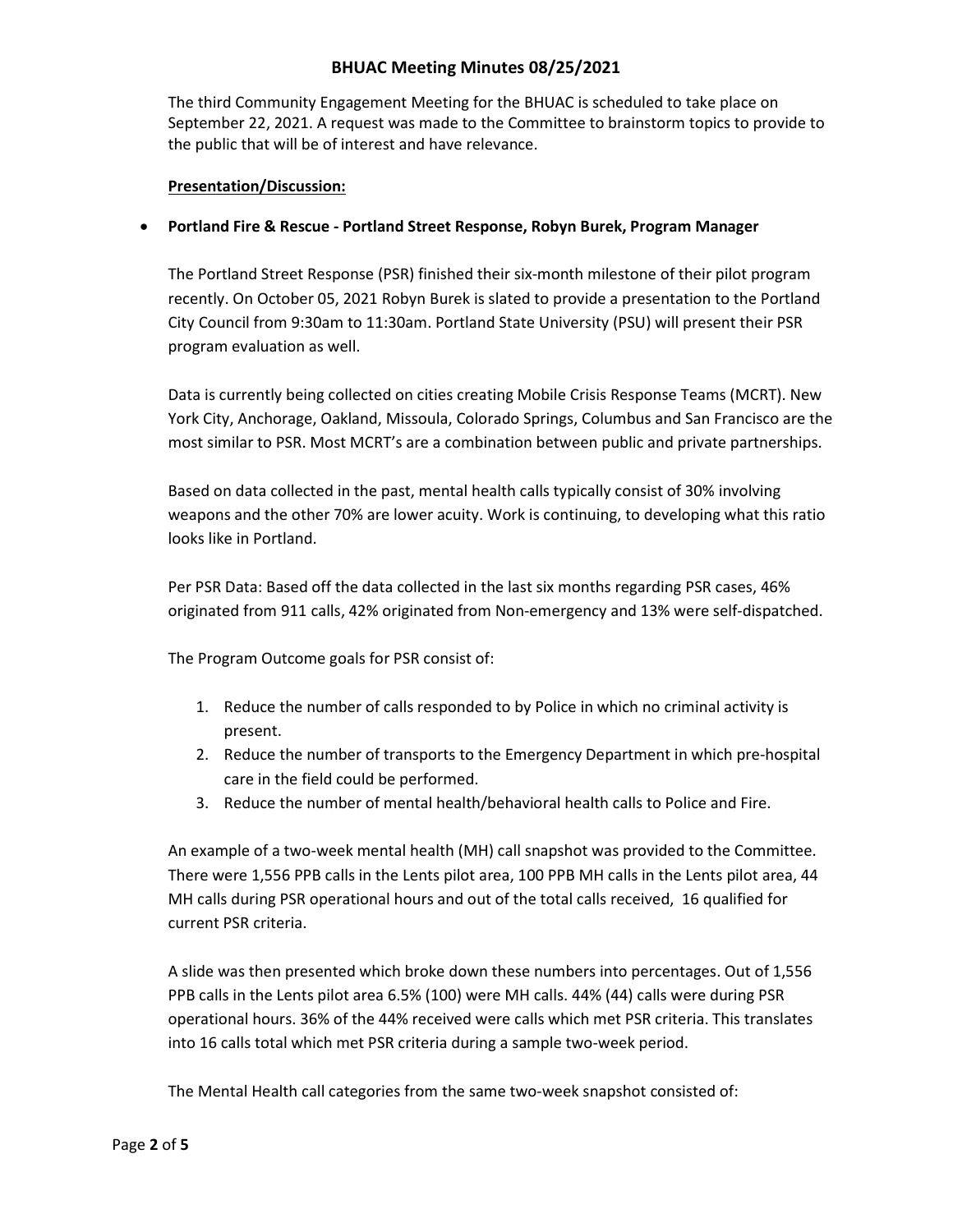The third Community Engagement Meeting for the BHUAC is scheduled to take place on September 22, 2021. A request was made to the Committee to brainstorm topics to provide to the public that will be of interest and have relevance.

**Presentation/Discussion:**

- **Portland Fire & Rescue - Portland Street Response, Robyn Burek, Program Manager**

The Portland Street Response (PSR) finished their six-month milestone of their pilot program recently. On October 05, 2021 Robyn Burek is slated to provide a presentation to the Portland City Council from 9:30am to 11:30am. Portland State University (PSU) will present their PSR program evaluation as well.

Data is currently being collected on cities creating Mobile Crisis Response Teams (MCRT). New York City, Anchorage, Oakland, Missoula, Colorado Springs, Columbus and San Francisco are the most similar to PSR. Most MCRT's are a combination between public and private partnerships.

Based on data collected in the past, mental health calls typically consist of 30% involving weapons and the other 70% are lower acuity. Work is continuing, to developing what this ratio looks like in Portland.

Per PSR Data: Based off the data collected in the last six months regarding PSR cases, 46% originated from 911 calls, 42% originated from Non-emergency and 13% were self-dispatched.

The Program Outcome goals for PSR consist of:

1. Reduce the number of calls responded to by Police in which no criminal activity is present.
2. Reduce the number of transports to the Emergency Department in which pre-hospital care in the field could be performed.
3. Reduce the number of mental health/behavioral health calls to Police and Fire.

An example of a two-week mental health (MH) call snapshot was provided to the Committee. There were 1,556 PPB calls in the Lents pilot area, 100 PPB MH calls in the Lents pilot area, 44 MH calls during PSR operational hours and out of the total calls received, 16 qualified for current PSR criteria.

A slide was then presented which broke down these numbers into percentages. Out of 1,556 PPB calls in the Lents pilot area 6.5% (100) were MH calls. 44% (44) calls were during PSR operational hours. 36% of the 44% received were calls which met PSR criteria. This translates into 16 calls total which met PSR criteria during a sample two-week period.

The Mental Health call categories from the same two-week snapshot consisted of: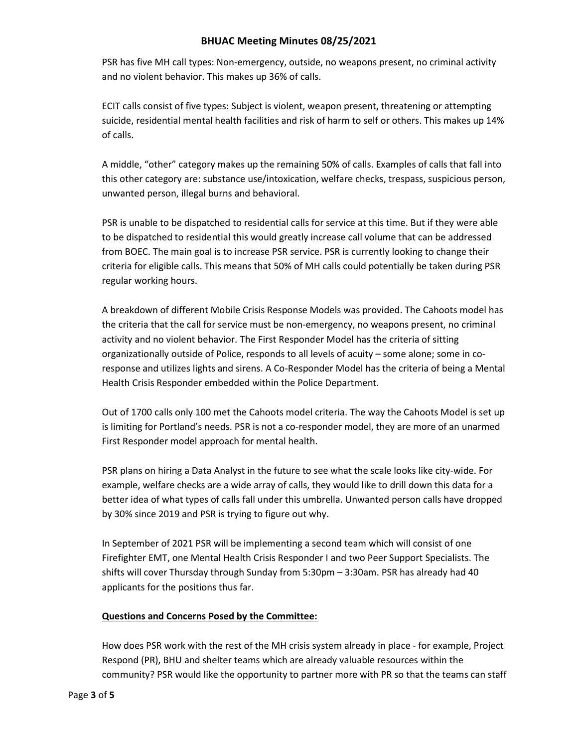PSR has five MH call types: Non-emergency, outside, no weapons present, no criminal activity and no violent behavior. This makes up 36% of calls.

ECIT calls consist of five types: Subject is violent, weapon present, threatening or attempting suicide, residential mental health facilities and risk of harm to self or others. This makes up 14% of calls.

A middle, "other" category makes up the remaining 50% of calls. Examples of calls that fall into this other category are: substance use/intoxication, welfare checks, trespass, suspicious person, unwanted person, illegal burns and behavioral.

PSR is unable to be dispatched to residential calls for service at this time. But if they were able to be dispatched to residential this would greatly increase call volume that can be addressed from BOEC. The main goal is to increase PSR service. PSR is currently looking to change their criteria for eligible calls. This means that 50% of MH calls could potentially be taken during PSR regular working hours.

A breakdown of different Mobile Crisis Response Models was provided. The Cahoots model has the criteria that the call for service must be non-emergency, no weapons present, no criminal activity and no violent behavior. The First Responder Model has the criteria of sitting organizationally outside of Police, responds to all levels of acuity – some alone; some in co-response and utilizes lights and sirens. A Co-Responder Model has the criteria of being a Mental Health Crisis Responder embedded within the Police Department.

Out of 1700 calls only 100 met the Cahoots model criteria. The way the Cahoots Model is set up is limiting for Portland's needs. PSR is not a co-responder model, they are more of an unarmed First Responder model approach for mental health.

PSR plans on hiring a Data Analyst in the future to see what the scale looks like city-wide. For example, welfare checks are a wide array of calls, they would like to drill down this data for a better idea of what types of calls fall under this umbrella. Unwanted person calls have dropped by 30% since 2019 and PSR is trying to figure out why.

In September of 2021 PSR will be implementing a second team which will consist of one Firefighter EMT, one Mental Health Crisis Responder I and two Peer Support Specialists. The shifts will cover Thursday through Sunday from 5:30pm – 3:30am. PSR has already had 40 applicants for the positions thus far.

**Questions and Concerns Posed by the Committee:**

How does PSR work with the rest of the MH crisis system already in place - for example, Project Respond (PR), BHU and shelter teams which are already valuable resources within the community? PSR would like the opportunity to partner more with PR so that the teams can staff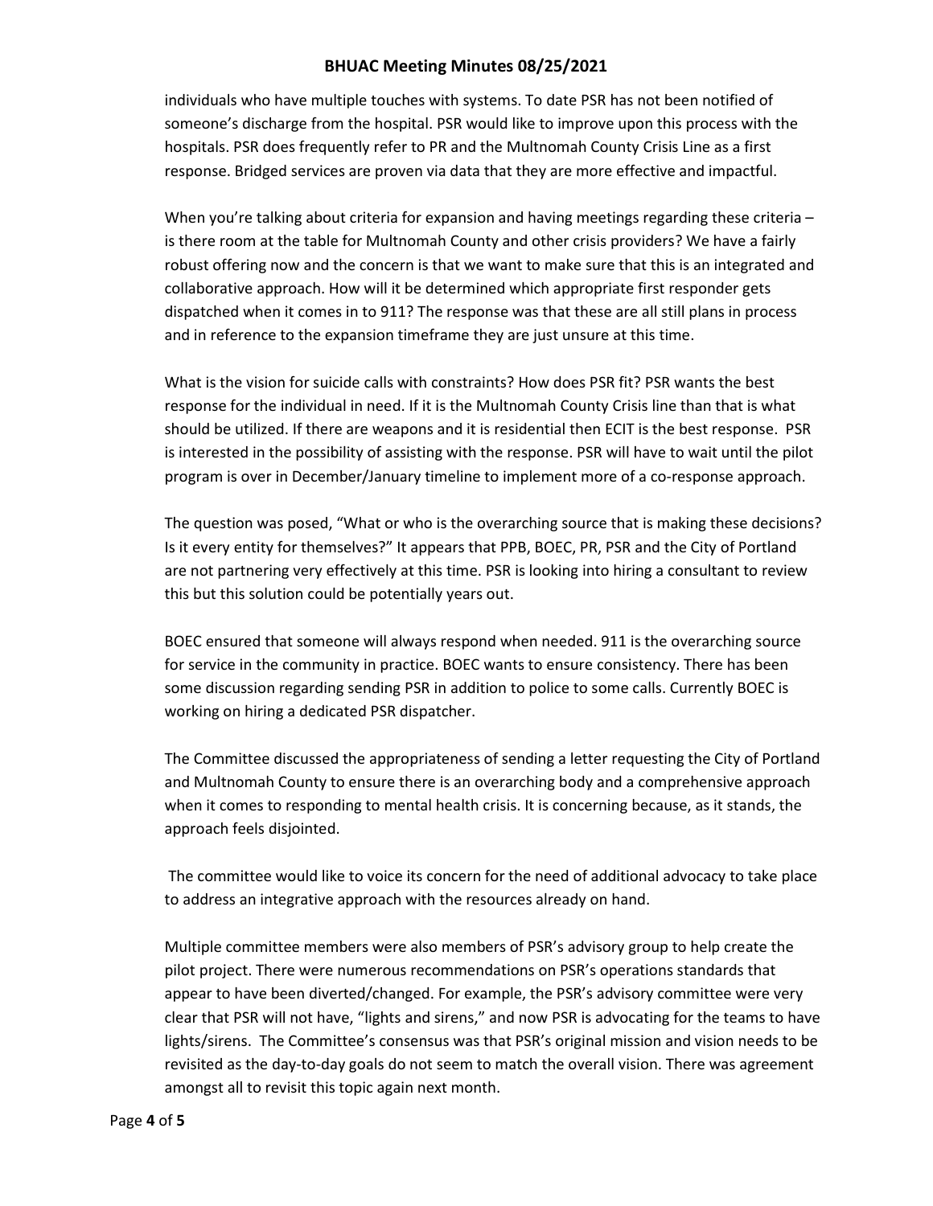individuals who have multiple touches with systems. To date PSR has not been notified of someone's discharge from the hospital. PSR would like to improve upon this process with the hospitals. PSR does frequently refer to PR and the Multnomah County Crisis Line as a first response. Bridged services are proven via data that they are more effective and impactful.

When you're talking about criteria for expansion and having meetings regarding these criteria – is there room at the table for Multnomah County and other crisis providers? We have a fairly robust offering now and the concern is that we want to make sure that this is an integrated and collaborative approach. How will it be determined which appropriate first responder gets dispatched when it comes in to 911? The response was that these are all still plans in process and in reference to the expansion timeframe they are just unsure at this time.

What is the vision for suicide calls with constraints? How does PSR fit? PSR wants the best response for the individual in need. If it is the Multnomah County Crisis line than that is what should be utilized. If there are weapons and it is residential then ECIT is the best response. PSR is interested in the possibility of assisting with the response. PSR will have to wait until the pilot program is over in December/January timeline to implement more of a co-response approach.

The question was posed, "What or who is the overarching source that is making these decisions? Is it every entity for themselves?" It appears that PPB, BOEC, PR, PSR and the City of Portland are not partnering very effectively at this time. PSR is looking into hiring a consultant to review this but this solution could be potentially years out.

BOEC ensured that someone will always respond when needed. 911 is the overarching source for service in the community in practice. BOEC wants to ensure consistency. There has been some discussion regarding sending PSR in addition to police to some calls. Currently BOEC is working on hiring a dedicated PSR dispatcher.

The Committee discussed the appropriateness of sending a letter requesting the City of Portland and Multnomah County to ensure there is an overarching body and a comprehensive approach when it comes to responding to mental health crisis. It is concerning because, as it stands, the approach feels disjointed.

The committee would like to voice its concern for the need of additional advocacy to take place to address an integrative approach with the resources already on hand.

Multiple committee members were also members of PSR's advisory group to help create the pilot project. There were numerous recommendations on PSR's operations standards that appear to have been diverted/changed. For example, the PSR's advisory committee were very clear that PSR will not have, "lights and sirens," and now PSR is advocating for the teams to have lights/sirens. The Committee's consensus was that PSR's original mission and vision needs to be revisited as the day-to-day goals do not seem to match the overall vision. There was agreement amongst all to revisit this topic again next month.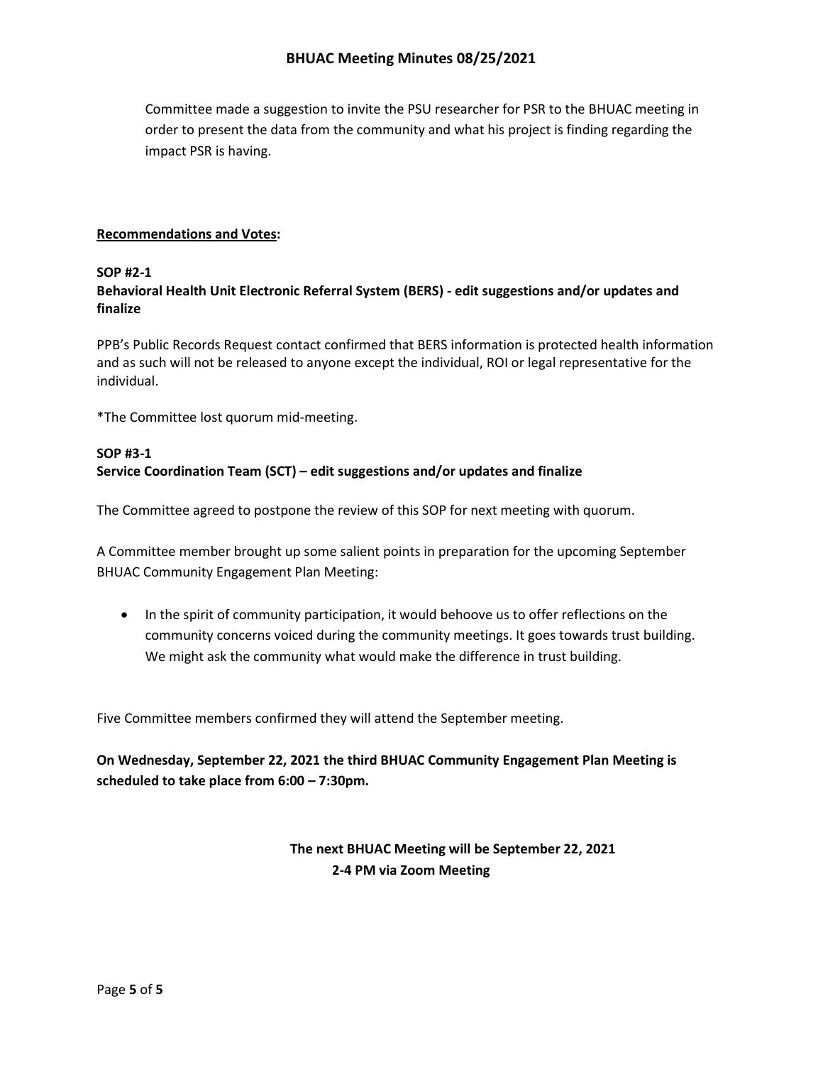Committee made a suggestion to invite the PSU researcher for PSR to the BHUAC meeting in order to present the data from the community and what his project is finding regarding the impact PSR is having.

**Recommendations and Votes:**

**SOP #2-1**
**Behavioral Health Unit Electronic Referral System (BERS) - edit suggestions and/or updates and finalize**

PPB's Public Records Request contact confirmed that BERS information is protected health information and as such will not be released to anyone except the individual, ROI or legal representative for the individual.

*The Committee lost quorum mid-meeting.

**SOP #3-1**
**Service Coordination Team (SCT) – edit suggestions and/or updates and finalize**

The Committee agreed to postpone the review of this SOP for next meeting with quorum.

A Committee member brought up some salient points in preparation for the upcoming September BHUAC Community Engagement Plan Meeting:

- In the spirit of community participation, it would behoove us to offer reflections on the community concerns voiced during the community meetings. It goes towards trust building. We might ask the community what would make the difference in trust building.

Five Committee members confirmed they will attend the September meeting.

**On Wednesday, September 22, 2021 the third BHUAC Community Engagement Plan Meeting is scheduled to take place from 6:00 – 7:30pm.**

**The next BHUAC Meeting will be September 22, 2021**
**2-4 PM via Zoom Meeting**